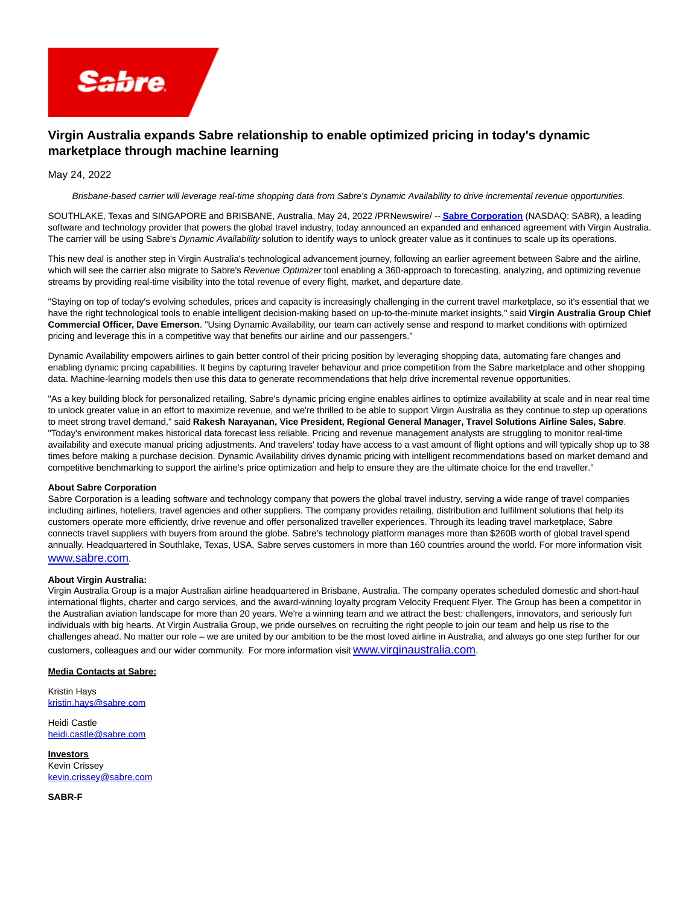# Virgin Australia expands Sabre relationship to enable optimized pricing in today's dynamic marketplace through machine learning

May 24, 2022

*Brisbane-based carrier will leverage real-time shopping data from Sabre's Dynamic Availability to drive incremental revenue opportunities.*

SOUTHLAKE, Texas and SINGAPORE and BRISBANE, Australia, May 24, 2022 /PRNewswire/ -- **Sabre Corporation** (NASDAQ: SABR), a leading software and technology provider that powers the global travel industry, today announced an expanded and enhanced agreement with Virgin Australia. The carrier will be using Sabre's *Dynamic Availability* solution to identify ways to unlock greater value as it continues to scale up its operations.

This new deal is another step in Virgin Australia's technological advancement journey, following an earlier agreement between Sabre and the airline, which will see the carrier also migrate to Sabre's *Revenue Optimizer* tool enabling a 360-approach to forecasting, analyzing, and optimizing revenue streams by providing real-time visibility into the total revenue of every flight, market, and departure date.

"Staying on top of today's evolving schedules, prices and capacity is increasingly challenging in the current travel marketplace, so it's essential that we have the right technological tools to enable intelligent decision-making based on up-to-the-minute market insights," said **Virgin Australia Group Chief Commercial Officer, Dave Emerson**. "Using Dynamic Availability, our team can actively sense and respond to market conditions with optimized pricing and leverage this in a competitive way that benefits our airline and our passengers."

Dynamic Availability empowers airlines to gain better control of their pricing position by leveraging shopping data, automating fare changes and enabling dynamic pricing capabilities. It begins by capturing traveler behaviour and price competition from the Sabre marketplace and other shopping data. Machine-learning models then use this data to generate recommendations that help drive incremental revenue opportunities.

"As a key building block for personalized retailing, Sabre's dynamic pricing engine enables airlines to optimize availability at scale and in near real time to unlock greater value in an effort to maximize revenue, and we're thrilled to be able to support Virgin Australia as they continue to step up operations to meet strong travel demand," said **Rakesh Narayanan, Vice President, Regional General Manager, Travel Solutions Airline Sales, Sabre**. "Today's environment makes historical data forecast less reliable. Pricing and revenue management analysts are struggling to monitor real-time availability and execute manual pricing adjustments. And travelers' today have access to a vast amount of flight options and will typically shop up to 38 times before making a purchase decision. Dynamic Availability drives dynamic pricing with intelligent recommendations based on market demand and competitive benchmarking to support the airline's price optimization and help to ensure they are the ultimate choice for the end traveller."

**About Sabre Corporation**
Sabre Corporation is a leading software and technology company that powers the global travel industry, serving a wide range of travel companies including airlines, hoteliers, travel agencies and other suppliers. The company provides retailing, distribution and fulfilment solutions that help its customers operate more efficiently, drive revenue and offer personalized traveller experiences. Through its leading travel marketplace, Sabre connects travel suppliers with buyers from around the globe. Sabre's technology platform manages more than $260B worth of global travel spend annually. Headquartered in Southlake, Texas, USA, Sabre serves customers in more than 160 countries around the world. For more information visit www.sabre.com.

**About Virgin Australia:**
Virgin Australia Group is a major Australian airline headquartered in Brisbane, Australia. The company operates scheduled domestic and short-haul international flights, charter and cargo services, and the award-winning loyalty program Velocity Frequent Flyer. The Group has been a competitor in the Australian aviation landscape for more than 20 years. We're a winning team and we attract the best: challengers, innovators, and seriously fun individuals with big hearts. At Virgin Australia Group, we pride ourselves on recruiting the right people to join our team and help us rise to the challenges ahead. No matter our role – we are united by our ambition to be the most loved airline in Australia, and always go one step further for our customers, colleagues and our wider community. For more information visit www.virginaustralia.com.

**Media Contacts at Sabre:**

Kristin Hays
kristin.hays@sabre.com

Heidi Castle
heidi.castle@sabre.com

**Investors**
Kevin Crissey
kevin.crissey@sabre.com

**SABR-F**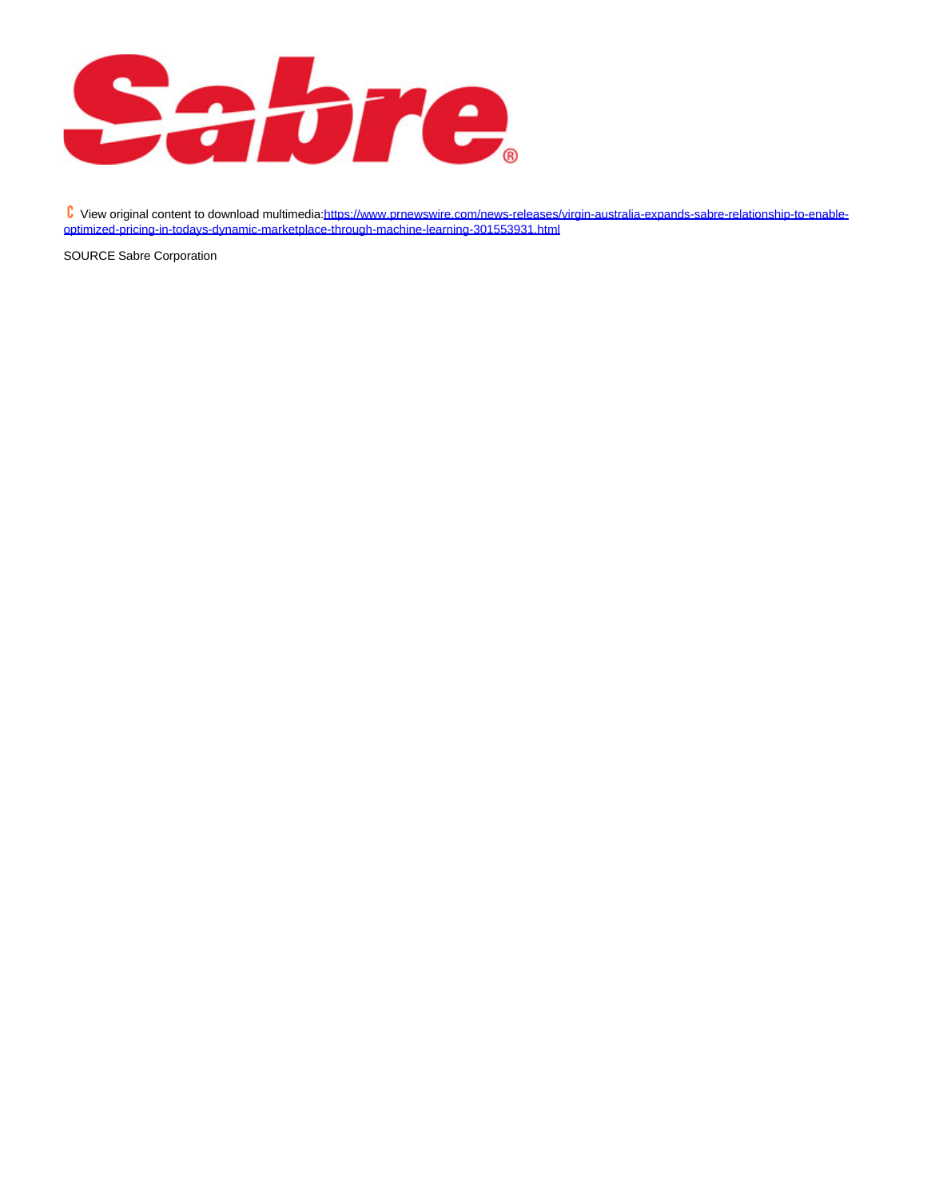View original content to download multimedia:https://www.prnewswire.com/news-releases/virgin-australia-expands-sabre-relationship-to-enable-optimized-pricing-in-todays-dynamic-marketplace-through-machine-learning-301553931.html

SOURCE Sabre Corporation